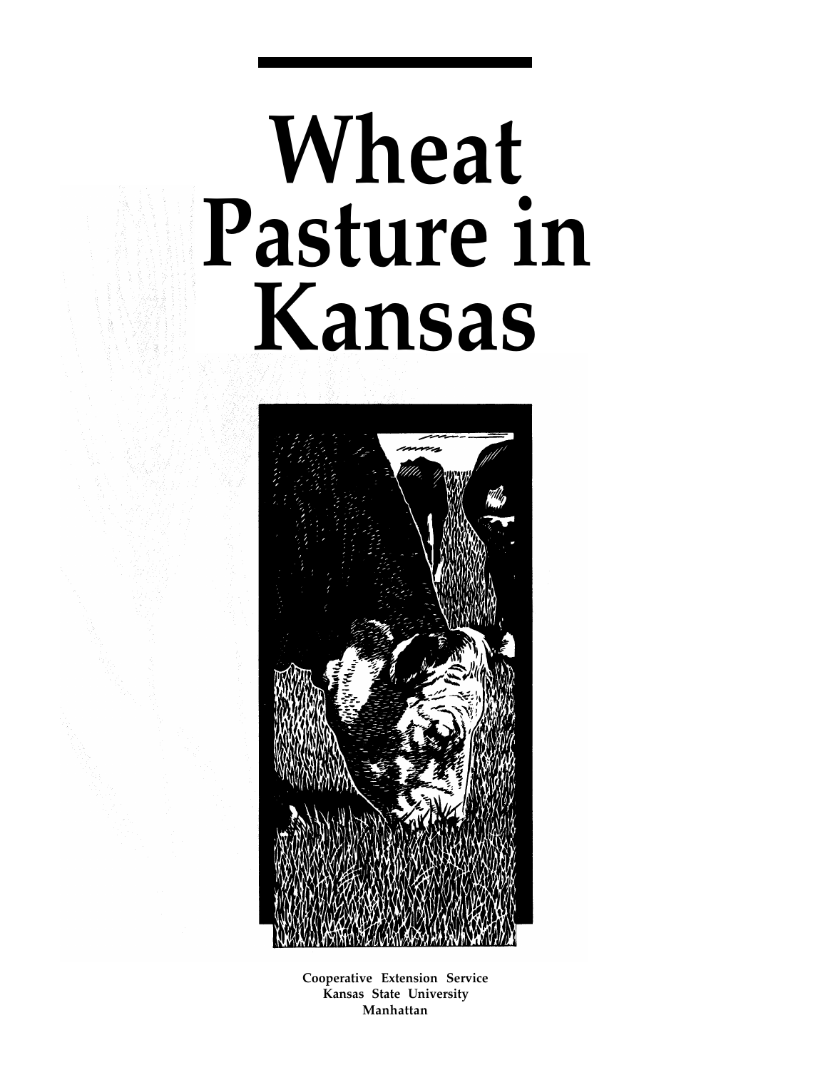# Wheat Pasture in Kansas

**Cooperative Extension Service**
**Kansas State University**
**Manhattan**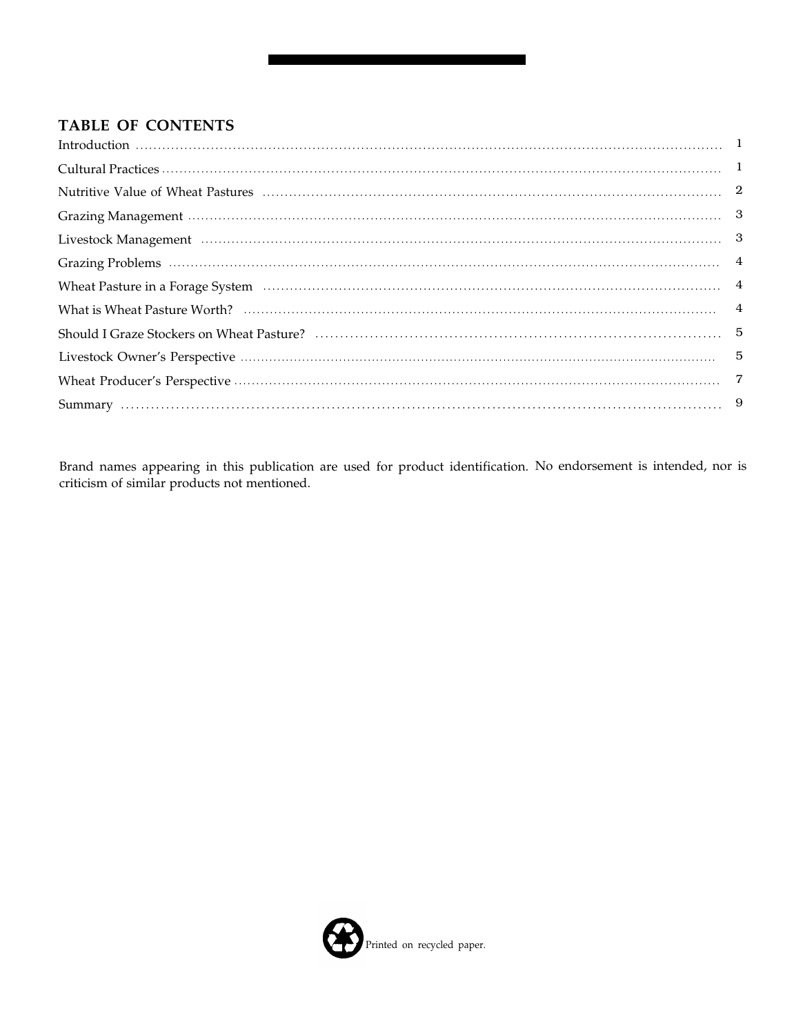## TABLE OF CONTENTS

| | |
|---|---|
| Introduction | 1 |
| Cultural Practices | 1 |
| Nutritive Value of Wheat Pastures | 2 |
| Grazing Management | 3 |
| Livestock Management | 3 |
| Grazing Problems | 4 |
| Wheat Pasture in a Forage System | 4 |
| What is Wheat Pasture Worth? | 4 |
| Should I Graze Stockers on Wheat Pasture? | 5 |
| Livestock Owner's Perspective | 5 |
| Wheat Producer's Perspective | 7 |
| Summary | 9 |

Brand names appearing in this publication are used for product identification. No endorsement is intended, nor is criticism of similar products not mentioned.

Printed on recycled paper.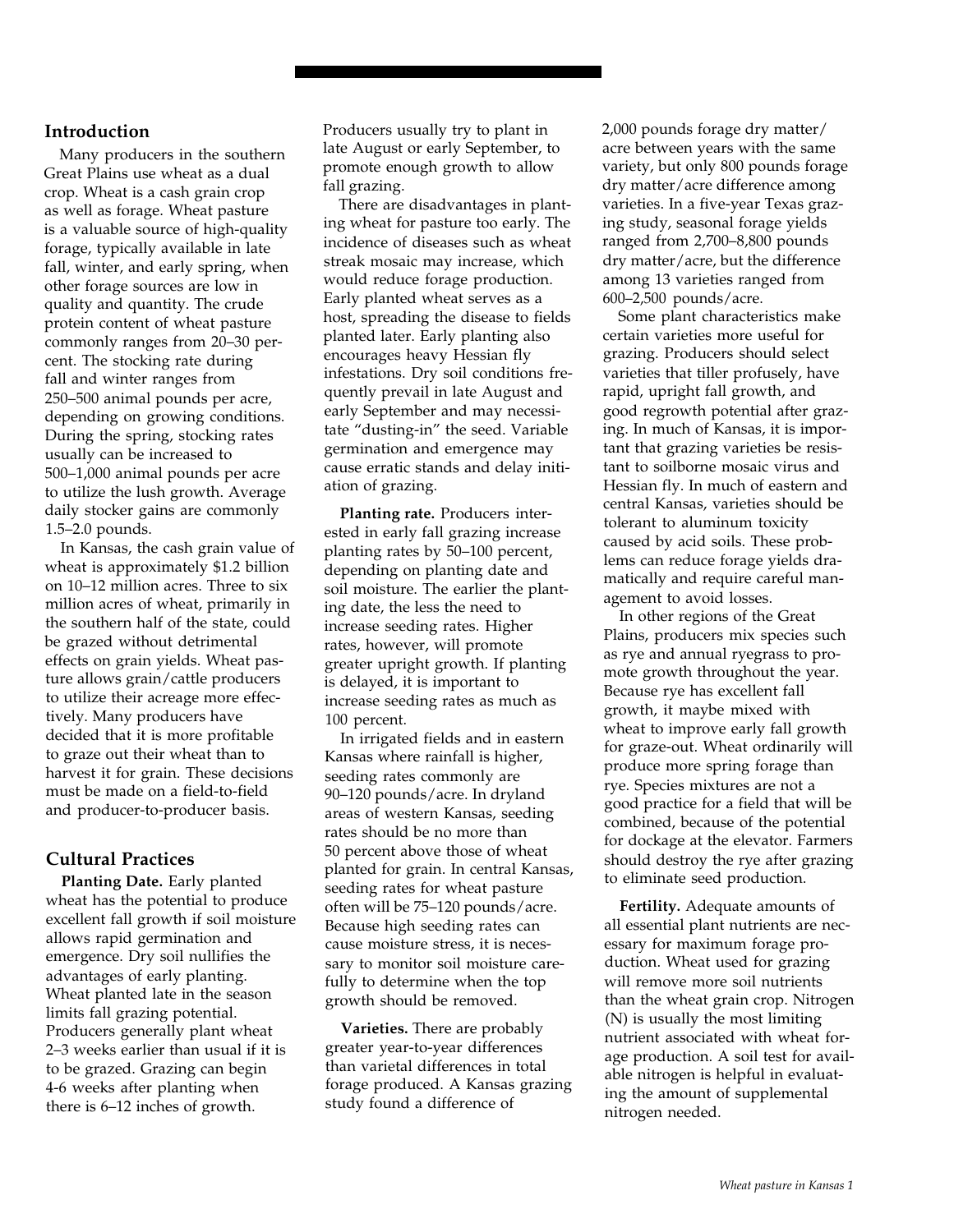## Introduction

Many producers in the southern Great Plains use wheat as a dual crop. Wheat is a cash grain crop as well as forage. Wheat pasture is a valuable source of high-quality forage, typically available in late fall, winter, and early spring, when other forage sources are low in quality and quantity. The crude protein content of wheat pasture commonly ranges from 20–30 percent. The stocking rate during fall and winter ranges from 250–500 animal pounds per acre, depending on growing conditions. During the spring, stocking rates usually can be increased to 500–1,000 animal pounds per acre to utilize the lush growth. Average daily stocker gains are commonly 1.5–2.0 pounds.

In Kansas, the cash grain value of wheat is approximately $1.2 billion on 10–12 million acres. Three to six million acres of wheat, primarily in the southern half of the state, could be grazed without detrimental effects on grain yields. Wheat pasture allows grain/cattle producers to utilize their acreage more effectively. Many producers have decided that it is more profitable to graze out their wheat than to harvest it for grain. These decisions must be made on a field-to-field and producer-to-producer basis.

## Cultural Practices

**Planting Date.** Early planted wheat has the potential to produce excellent fall growth if soil moisture allows rapid germination and emergence. Dry soil nullifies the advantages of early planting. Wheat planted late in the season limits fall grazing potential. Producers generally plant wheat 2–3 weeks earlier than usual if it is to be grazed. Grazing can begin 4-6 weeks after planting when there is 6–12 inches of growth. Producers usually try to plant in late August or early September, to promote enough growth to allow fall grazing.

There are disadvantages in planting wheat for pasture too early. The incidence of diseases such as wheat streak mosaic may increase, which would reduce forage production. Early planted wheat serves as a host, spreading the disease to fields planted later. Early planting also encourages heavy Hessian fly infestations. Dry soil conditions frequently prevail in late August and early September and may necessitate "dusting-in" the seed. Variable germination and emergence may cause erratic stands and delay initiation of grazing.

**Planting rate.** Producers interested in early fall grazing increase planting rates by 50–100 percent, depending on planting date and soil moisture. The earlier the planting date, the less the need to increase seeding rates. Higher rates, however, will promote greater upright growth. If planting is delayed, it is important to increase seeding rates as much as 100 percent.

In irrigated fields and in eastern Kansas where rainfall is higher, seeding rates commonly are 90–120 pounds/acre. In dryland areas of western Kansas, seeding rates should be no more than 50 percent above those of wheat planted for grain. In central Kansas, seeding rates for wheat pasture often will be 75–120 pounds/acre. Because high seeding rates can cause moisture stress, it is necessary to monitor soil moisture carefully to determine when the top growth should be removed.

**Varieties.** There are probably greater year-to-year differences than varietal differences in total forage produced. A Kansas grazing study found a difference of 2,000 pounds forage dry matter/acre between years with the same variety, but only 800 pounds forage dry matter/acre difference among varieties. In a five-year Texas grazing study, seasonal forage yields ranged from 2,700–8,800 pounds dry matter/acre, but the difference among 13 varieties ranged from 600–2,500 pounds/acre.

Some plant characteristics make certain varieties more useful for grazing. Producers should select varieties that tiller profusely, have rapid, upright fall growth, and good regrowth potential after grazing. In much of Kansas, it is important that grazing varieties be resistant to soilborne mosaic virus and Hessian fly. In much of eastern and central Kansas, varieties should be tolerant to aluminum toxicity caused by acid soils. These problems can reduce forage yields dramatically and require careful management to avoid losses.

In other regions of the Great Plains, producers mix species such as rye and annual ryegrass to promote growth throughout the year. Because rye has excellent fall growth, it maybe mixed with wheat to improve early fall growth for graze-out. Wheat ordinarily will produce more spring forage than rye. Species mixtures are not a good practice for a field that will be combined, because of the potential for dockage at the elevator. Farmers should destroy the rye after grazing to eliminate seed production.

**Fertility.** Adequate amounts of all essential plant nutrients are necessary for maximum forage production. Wheat used for grazing will remove more soil nutrients than the wheat grain crop. Nitrogen (N) is usually the most limiting nutrient associated with wheat forage production. A soil test for available nitrogen is helpful in evaluating the amount of supplemental nitrogen needed.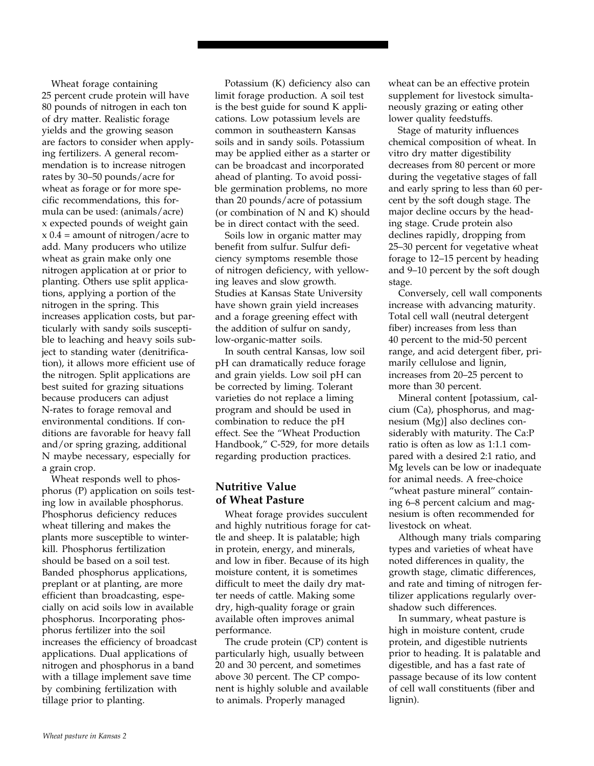Wheat forage containing 25 percent crude protein will have 80 pounds of nitrogen in each ton of dry matter. Realistic forage yields and the growing season are factors to consider when applying fertilizers. A general recommendation is to increase nitrogen rates by 30–50 pounds/acre for wheat as forage or for more specific recommendations, this formula can be used: (animals/acre) x expected pounds of weight gain x 0.4 = amount of nitrogen/acre to add. Many producers who utilize wheat as grain make only one nitrogen application at or prior to planting. Others use split applications, applying a portion of the nitrogen in the spring. This increases application costs, but particularly with sandy soils susceptible to leaching and heavy soils subject to standing water (denitrification), it allows more efficient use of the nitrogen. Split applications are best suited for grazing situations because producers can adjust N-rates to forage removal and environmental conditions. If conditions are favorable for heavy fall and/or spring grazing, additional N maybe necessary, especially for a grain crop.

Wheat responds well to phosphorus (P) application on soils testing low in available phosphorus. Phosphorus deficiency reduces wheat tillering and makes the plants more susceptible to winterkill. Phosphorus fertilization should be based on a soil test. Banded phosphorus applications, preplant or at planting, are more efficient than broadcasting, especially on acid soils low in available phosphorus. Incorporating phosphorus fertilizer into the soil increases the efficiency of broadcast applications. Dual applications of nitrogen and phosphorus in a band with a tillage implement save time by combining fertilization with tillage prior to planting.

Potassium (K) deficiency also can limit forage production. A soil test is the best guide for sound K applications. Low potassium levels are common in southeastern Kansas soils and in sandy soils. Potassium may be applied either as a starter or can be broadcast and incorporated ahead of planting. To avoid possible germination problems, no more than 20 pounds/acre of potassium (or combination of N and K) should be in direct contact with the seed.

Soils low in organic matter may benefit from sulfur. Sulfur deficiency symptoms resemble those of nitrogen deficiency, with yellowing leaves and slow growth. Studies at Kansas State University have shown grain yield increases and a forage greening effect with the addition of sulfur on sandy, low-organic-matter soils.

In south central Kansas, low soil pH can dramatically reduce forage and grain yields. Low soil pH can be corrected by liming. Tolerant varieties do not replace a liming program and should be used in combination to reduce the pH effect. See the “Wheat Production Handbook,” C-529, for more details regarding production practices.

## Nutritive Value of Wheat Pasture

Wheat forage provides succulent and highly nutritious forage for cattle and sheep. It is palatable; high in protein, energy, and minerals, and low in fiber. Because of its high moisture content, it is sometimes difficult to meet the daily dry matter needs of cattle. Making some dry, high-quality forage or grain available often improves animal performance.

The crude protein (CP) content is particularly high, usually between 20 and 30 percent, and sometimes above 30 percent. The CP component is highly soluble and available to animals. Properly managed wheat can be an effective protein supplement for livestock simultaneously grazing or eating other lower quality feedstuffs.

Stage of maturity influences chemical composition of wheat. In vitro dry matter digestibility decreases from 80 percent or more during the vegetative stages of fall and early spring to less than 60 percent by the soft dough stage. The major decline occurs by the heading stage. Crude protein also declines rapidly, dropping from 25–30 percent for vegetative wheat forage to 12–15 percent by heading and 9–10 percent by the soft dough stage.

Conversely, cell wall components increase with advancing maturity. Total cell wall (neutral detergent fiber) increases from less than 40 percent to the mid-50 percent range, and acid detergent fiber, primarily cellulose and lignin, increases from 20–25 percent to more than 30 percent.

Mineral content [potassium, calcium (Ca), phosphorus, and magnesium (Mg)] also declines considerably with maturity. The Ca:P ratio is often as low as 1:1.1 compared with a desired 2:1 ratio, and Mg levels can be low or inadequate for animal needs. A free-choice “wheat pasture mineral” containing 6–8 percent calcium and magnesium is often recommended for livestock on wheat.

Although many trials comparing types and varieties of wheat have noted differences in quality, the growth stage, climatic differences, and rate and timing of nitrogen fertilizer applications regularly overshadow such differences.

In summary, wheat pasture is high in moisture content, crude protein, and digestible nutrients prior to heading. It is palatable and digestible, and has a fast rate of passage because of its low content of cell wall constituents (fiber and lignin).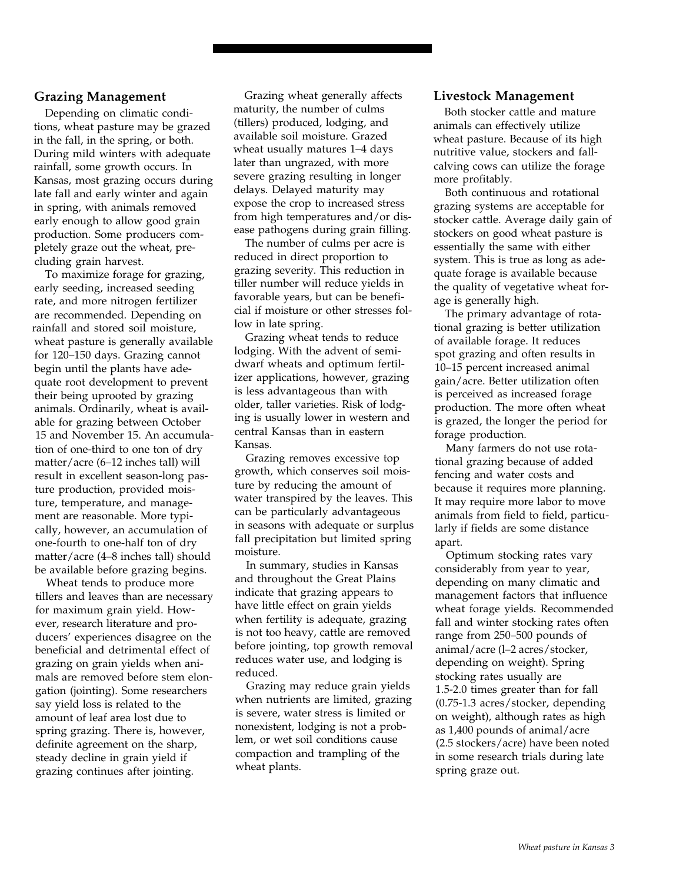## Grazing Management

Depending on climatic conditions, wheat pasture may be grazed in the fall, in the spring, or both. During mild winters with adequate rainfall, some growth occurs. In Kansas, most grazing occurs during late fall and early winter and again in spring, with animals removed early enough to allow good grain production. Some producers completely graze out the wheat, precluding grain harvest.

To maximize forage for grazing, early seeding, increased seeding rate, and more nitrogen fertilizer are recommended. Depending on rainfall and stored soil moisture, wheat pasture is generally available for 120–150 days. Grazing cannot begin until the plants have adequate root development to prevent their being uprooted by grazing animals. Ordinarily, wheat is available for grazing between October 15 and November 15. An accumulation of one-third to one ton of dry matter/acre (6–12 inches tall) will result in excellent season-long pasture production, provided moisture, temperature, and management are reasonable. More typically, however, an accumulation of one-fourth to one-half ton of dry matter/acre (4–8 inches tall) should be available before grazing begins.

Wheat tends to produce more tillers and leaves than are necessary for maximum grain yield. However, research literature and producers' experiences disagree on the beneficial and detrimental effect of grazing on grain yields when animals are removed before stem elongation (jointing). Some researchers say yield loss is related to the amount of leaf area lost due to spring grazing. There is, however, definite agreement on the sharp, steady decline in grain yield if grazing continues after jointing.

Grazing wheat generally affects maturity, the number of culms (tillers) produced, lodging, and available soil moisture. Grazed wheat usually matures 1–4 days later than ungrazed, with more severe grazing resulting in longer delays. Delayed maturity may expose the crop to increased stress from high temperatures and/or disease pathogens during grain filling.

The number of culms per acre is reduced in direct proportion to grazing severity. This reduction in tiller number will reduce yields in favorable years, but can be beneficial if moisture or other stresses follow in late spring.

Grazing wheat tends to reduce lodging. With the advent of semidwarf wheats and optimum fertilizer applications, however, grazing is less advantageous than with older, taller varieties. Risk of lodging is usually lower in western and central Kansas than in eastern Kansas.

Grazing removes excessive top growth, which conserves soil moisture by reducing the amount of water transpired by the leaves. This can be particularly advantageous in seasons with adequate or surplus fall precipitation but limited spring moisture.

In summary, studies in Kansas and throughout the Great Plains indicate that grazing appears to have little effect on grain yields when fertility is adequate, grazing is not too heavy, cattle are removed before jointing, top growth removal reduces water use, and lodging is reduced.

Grazing may reduce grain yields when nutrients are limited, grazing is severe, water stress is limited or nonexistent, lodging is not a problem, or wet soil conditions cause compaction and trampling of the wheat plants.

## Livestock Management

Both stocker cattle and mature animals can effectively utilize wheat pasture. Because of its high nutritive value, stockers and fall-calving cows can utilize the forage more profitably.

Both continuous and rotational grazing systems are acceptable for stocker cattle. Average daily gain of stockers on good wheat pasture is essentially the same with either system. This is true as long as adequate forage is available because the quality of vegetative wheat forage is generally high.

The primary advantage of rotational grazing is better utilization of available forage. It reduces spot grazing and often results in 10–15 percent increased animal gain/acre. Better utilization often is perceived as increased forage production. The more often wheat is grazed, the longer the period for forage production.

Many farmers do not use rotational grazing because of added fencing and water costs and because it requires more planning. It may require more labor to move animals from field to field, particularly if fields are some distance apart.

Optimum stocking rates vary considerably from year to year, depending on many climatic and management factors that influence wheat forage yields. Recommended fall and winter stocking rates often range from 250–500 pounds of animal/acre (l–2 acres/stocker, depending on weight). Spring stocking rates usually are 1.5-2.0 times greater than for fall (0.75-1.3 acres/stocker, depending on weight), although rates as high as 1,400 pounds of animal/acre (2.5 stockers/acre) have been noted in some research trials during late spring graze out.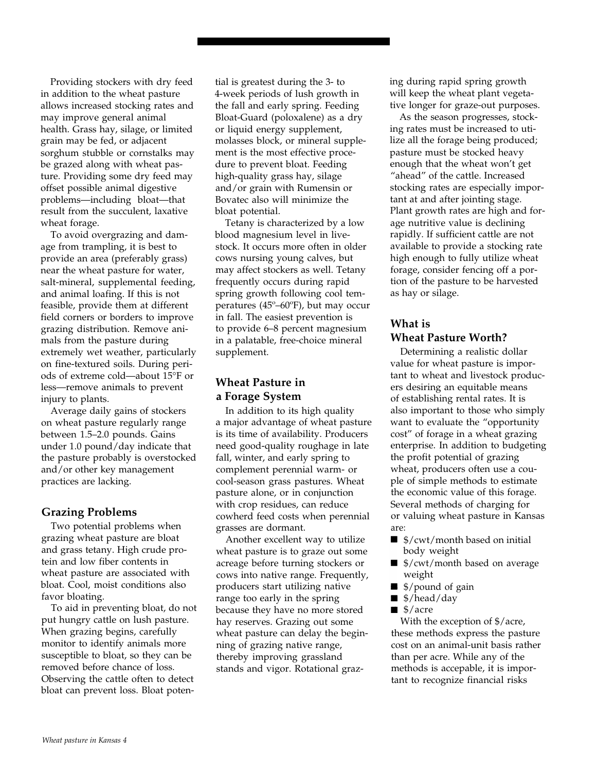Providing stockers with dry feed in addition to the wheat pasture allows increased stocking rates and may improve general animal health. Grass hay, silage, or limited grain may be fed, or adjacent sorghum stubble or cornstalks may be grazed along with wheat pasture. Providing some dry feed may offset possible animal digestive problems—including bloat—that result from the succulent, laxative wheat forage.

To avoid overgrazing and damage from trampling, it is best to provide an area (preferably grass) near the wheat pasture for water, salt-mineral, supplemental feeding, and animal loafing. If this is not feasible, provide them at different field corners or borders to improve grazing distribution. Remove animals from the pasture during extremely wet weather, particularly on fine-textured soils. During periods of extreme cold—about 15°F or less—remove animals to prevent injury to plants.

Average daily gains of stockers on wheat pasture regularly range between 1.5–2.0 pounds. Gains under 1.0 pound/day indicate that the pasture probably is overstocked and/or other key management practices are lacking.

## Grazing Problems

Two potential problems when grazing wheat pasture are bloat and grass tetany. High crude protein and low fiber contents in wheat pasture are associated with bloat. Cool, moist conditions also favor bloating.

To aid in preventing bloat, do not put hungry cattle on lush pasture. When grazing begins, carefully monitor to identify animals more susceptible to bloat, so they can be removed before chance of loss. Observing the cattle often to detect bloat can prevent loss. Bloat potential is greatest during the 3- to 4-week periods of lush growth in the fall and early spring. Feeding Bloat-Guard (poloxalene) as a dry or liquid energy supplement, molasses block, or mineral supplement is the most effective procedure to prevent bloat. Feeding high-quality grass hay, silage and/or grain with Rumensin or Bovatec also will minimize the bloat potential.

Tetany is characterized by a low blood magnesium level in livestock. It occurs more often in older cows nursing young calves, but may affect stockers as well. Tetany frequently occurs during rapid spring growth following cool temperatures (45º–60ºF), but may occur in fall. The easiest prevention is to provide 6–8 percent magnesium in a palatable, free-choice mineral supplement.

## Wheat Pasture in a Forage System

In addition to its high quality a major advantage of wheat pasture is its time of availability. Producers need good-quality roughage in late fall, winter, and early spring to complement perennial warm- or cool-season grass pastures. Wheat pasture alone, or in conjunction with crop residues, can reduce cowherd feed costs when perennial grasses are dormant.

Another excellent way to utilize wheat pasture is to graze out some acreage before turning stockers or cows into native range. Frequently, producers start utilizing native range too early in the spring because they have no more stored hay reserves. Grazing out some wheat pasture can delay the beginning of grazing native range, thereby improving grassland stands and vigor. Rotational grazing during rapid spring growth will keep the wheat plant vegetative longer for graze-out purposes.

As the season progresses, stocking rates must be increased to utilize all the forage being produced; pasture must be stocked heavy enough that the wheat won't get "ahead" of the cattle. Increased stocking rates are especially important at and after jointing stage. Plant growth rates are high and forage nutritive value is declining rapidly. If sufficient cattle are not available to provide a stocking rate high enough to fully utilize wheat forage, consider fencing off a portion of the pasture to be harvested as hay or silage.

## What is Wheat Pasture Worth?

Determining a realistic dollar value for wheat pasture is important to wheat and livestock producers desiring an equitable means of establishing rental rates. It is also important to those who simply want to evaluate the "opportunity cost" of forage in a wheat grazing enterprise. In addition to budgeting the profit potential of grazing wheat, producers often use a couple of simple methods to estimate the economic value of this forage. Several methods of charging for or valuing wheat pasture in Kansas are:

- $/cwt/month based on initial body weight
- $/cwt/month based on average weight
- $/pound of gain
- $/head/day
- $/acre

With the exception of $/acre, these methods express the pasture cost on an animal-unit basis rather than per acre. While any of the methods is accepable, it is important to recognize financial risks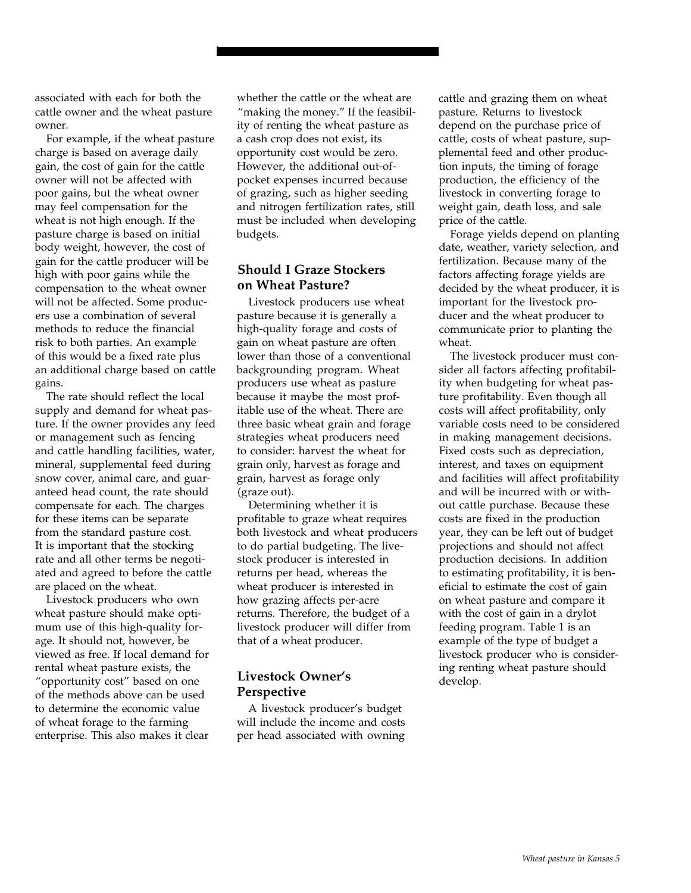associated with each for both the cattle owner and the wheat pasture owner.

For example, if the wheat pasture charge is based on average daily gain, the cost of gain for the cattle owner will not be affected with poor gains, but the wheat owner may feel compensation for the wheat is not high enough. If the pasture charge is based on initial body weight, however, the cost of gain for the cattle producer will be high with poor gains while the compensation to the wheat owner will not be affected. Some producers use a combination of several methods to reduce the financial risk to both parties. An example of this would be a fixed rate plus an additional charge based on cattle gains.

The rate should reflect the local supply and demand for wheat pasture. If the owner provides any feed or management such as fencing and cattle handling facilities, water, mineral, supplemental feed during snow cover, animal care, and guaranteed head count, the rate should compensate for each. The charges for these items can be separate from the standard pasture cost. It is important that the stocking rate and all other terms be negotiated and agreed to before the cattle are placed on the wheat.

Livestock producers who own wheat pasture should make optimum use of this high-quality forage. It should not, however, be viewed as free. If local demand for rental wheat pasture exists, the "opportunity cost" based on one of the methods above can be used to determine the economic value of wheat forage to the farming enterprise. This also makes it clear whether the cattle or the wheat are "making the money." If the feasibility of renting the wheat pasture as a cash crop does not exist, its opportunity cost would be zero. However, the additional out-of-pocket expenses incurred because of grazing, such as higher seeding and nitrogen fertilization rates, still must be included when developing budgets.

## Should I Graze Stockers on Wheat Pasture?

Livestock producers use wheat pasture because it is generally a high-quality forage and costs of gain on wheat pasture are often lower than those of a conventional backgrounding program. Wheat producers use wheat as pasture because it maybe the most profitable use of the wheat. There are three basic wheat grain and forage strategies wheat producers need to consider: harvest the wheat for grain only, harvest as forage and grain, harvest as forage only (graze out).

Determining whether it is profitable to graze wheat requires both livestock and wheat producers to do partial budgeting. The livestock producer is interested in returns per head, whereas the wheat producer is interested in how grazing affects per-acre returns. Therefore, the budget of a livestock producer will differ from that of a wheat producer.

## Livestock Owner's Perspective

A livestock producer's budget will include the income and costs per head associated with owning cattle and grazing them on wheat pasture. Returns to livestock depend on the purchase price of cattle, costs of wheat pasture, supplemental feed and other production inputs, the timing of forage production, the efficiency of the livestock in converting forage to weight gain, death loss, and sale price of the cattle.

Forage yields depend on planting date, weather, variety selection, and fertilization. Because many of the factors affecting forage yields are decided by the wheat producer, it is important for the livestock producer and the wheat producer to communicate prior to planting the wheat.

The livestock producer must consider all factors affecting profitability when budgeting for wheat pasture profitability. Even though all costs will affect profitability, only variable costs need to be considered in making management decisions. Fixed costs such as depreciation, interest, and taxes on equipment and facilities will affect profitability and will be incurred with or without cattle purchase. Because these costs are fixed in the production year, they can be left out of budget projections and should not affect production decisions. In addition to estimating profitability, it is beneficial to estimate the cost of gain on wheat pasture and compare it with the cost of gain in a drylot feeding program. Table 1 is an example of the type of budget a livestock producer who is considering renting wheat pasture should develop.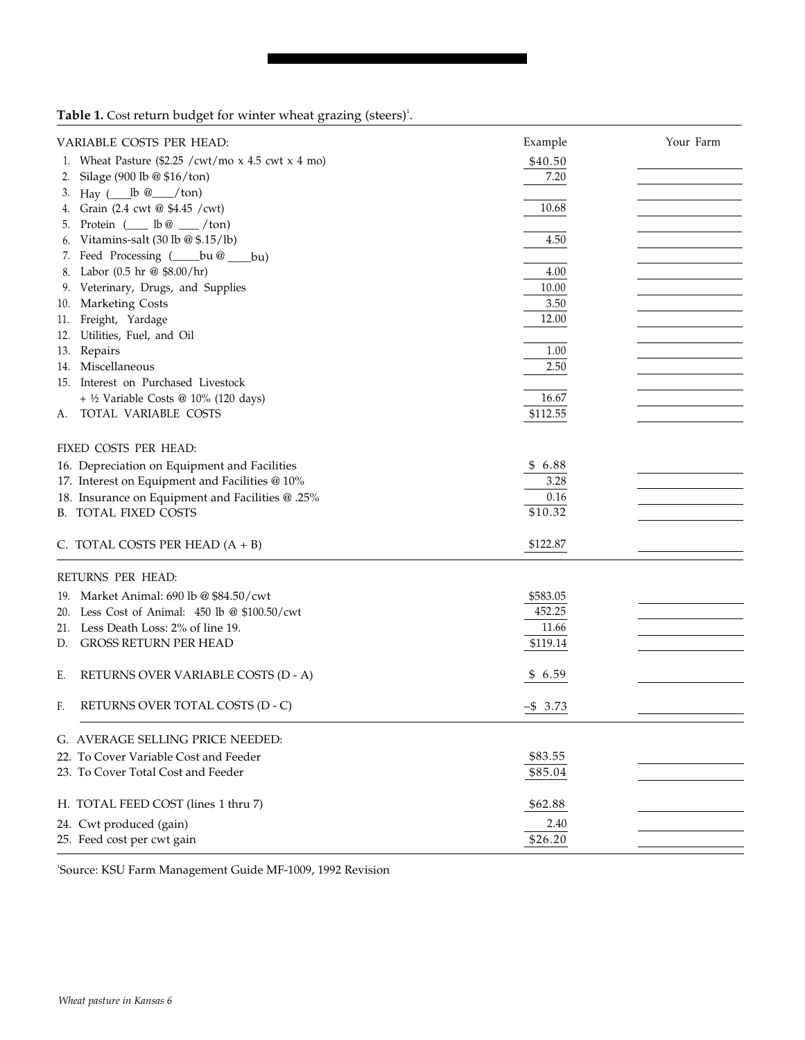**Table 1.** Cost return budget for winter wheat grazing (steers)[1].

| VARIABLE COSTS PER HEAD: | Example | Your Farm |
|---|---|---|
| 1. Wheat Pasture ($2.25 /cwt/mo x 4.5 cwt x 4 mo) | $40.50 | |
| 2. Silage (900 lb @ $16/ton) | 7.20 | |
| 3. Hay (___lb @___/ton) | | |
| 4. Grain (2.4 cwt @ $4.45 /cwt) | 10.68 | |
| 5. Protein (___ lb @ ___ /ton) | | |
| 6. Vitamins-salt (30 lb @ $.15/lb) | 4.50 | |
| 7. Feed Processing (____bu @ ____bu) | | |
| 8. Labor (0.5 hr @ $8.00/hr) | 4.00 | |
| 9. Veterinary, Drugs, and Supplies | 10.00 | |
| 10. Marketing Costs | 3.50 | |
| 11. Freight, Yardage | 12.00 | |
| 12. Utilities, Fuel, and Oil | | |
| 13. Repairs | 1.00 | |
| 14. Miscellaneous | 2.50 | |
| 15. Interest on Purchased Livestock + ½ Variable Costs @ 10% (120 days) | 16.67 | |
| A. TOTAL VARIABLE COSTS | $112.55 | |
| **FIXED COSTS PER HEAD:** | | |
| 16. Depreciation on Equipment and Facilities | $ 6.88 | |
| 17. Interest on Equipment and Facilities @ 10% | 3.28 | |
| 18. Insurance on Equipment and Facilities @ .25% | 0.16 | |
| B. TOTAL FIXED COSTS | $10.32 | |
| C. TOTAL COSTS PER HEAD (A + B) | $122.87 | |
| **RETURNS PER HEAD:** | | |
| 19. Market Animal: 690 lb @ $84.50/cwt | $583.05 | |
| 20. Less Cost of Animal: 450 lb @ $100.50/cwt | 452.25 | |
| 21. Less Death Loss: 2% of line 19. | 11.66 | |
| D. GROSS RETURN PER HEAD | $119.14 | |
| E. RETURNS OVER VARIABLE COSTS (D - A) | $ 6.59 | |
| F. RETURNS OVER TOTAL COSTS (D - C) | –$ 3.73 | |
| **G. AVERAGE SELLING PRICE NEEDED:** | | |
| 22. To Cover Variable Cost and Feeder | $83.55 | |
| 23. To Cover Total Cost and Feeder | $85.04 | |
| H. TOTAL FEED COST (lines 1 thru 7) | $62.88 | |
| 24. Cwt produced (gain) | 2.40 | |
| 25. Feed cost per cwt gain | $26.20 | |

[1]Source: KSU Farm Management Guide MF-1009, 1992 Revision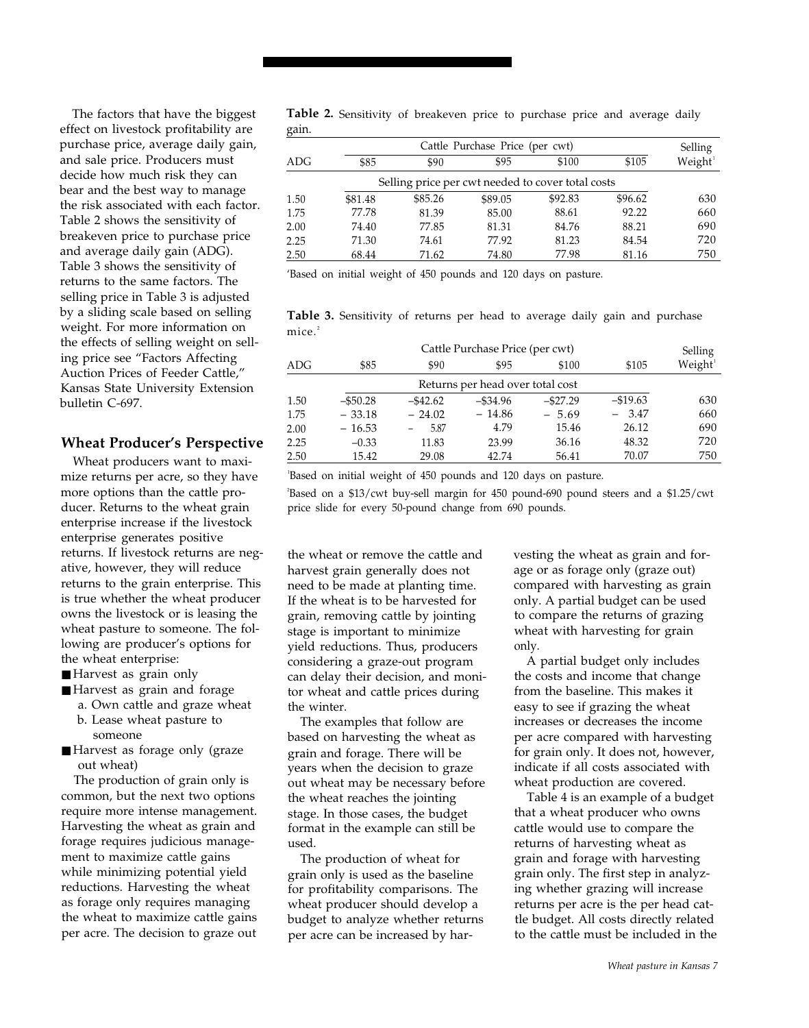The factors that have the biggest effect on livestock profitability are purchase price, average daily gain, and sale price. Producers must decide how much risk they can bear and the best way to manage the risk associated with each factor. Table 2 shows the sensitivity of breakeven price to purchase price and average daily gain (ADG). Table 3 shows the sensitivity of returns to the same factors. The selling price in Table 3 is adjusted by a sliding scale based on selling weight. For more information on the effects of selling weight on selling price see "Factors Affecting Auction Prices of Feeder Cattle," Kansas State University Extension bulletin C-697.

**Table 2.** Sensitivity of breakeven price to purchase price and average daily gain.

| ADG | Cattle Purchase Price (per cwt) | | | | | Selling Weight[1] |
|---|---|---|---|---|---|---|
| | $85 | $90 | $95 | $100 | $105 | |
| | Selling price per cwt needed to cover total costs | | | | | |
| 1.50 | $81.48 | $85.26 | $89.05 | $92.83 | $96.62 | 630 |
| 1.75 | 77.78 | 81.39 | 85.00 | 88.61 | 92.22 | 660 |
| 2.00 | 74.40 | 77.85 | 81.31 | 84.76 | 88.21 | 690 |
| 2.25 | 71.30 | 74.61 | 77.92 | 81.23 | 84.54 | 720 |
| 2.50 | 68.44 | 71.62 | 74.80 | 77.98 | 81.16 | 750 |

[1]Based on initial weight of 450 pounds and 120 days on pasture.

**Table 3.** Sensitivity of returns per head to average daily gain and purchase mice.[2]

| ADG | Cattle Purchase Price (per cwt) | | | | | Selling Weight[1] |
|---|---|---|---|---|---|---|
| | $85 | $90 | $95 | $100 | $105 | |
| | Returns per head over total cost | | | | | |
| 1.50 | –$50.28 | –$42.62 | –$34.96 | –$27.29 | –$19.63 | 630 |
| 1.75 | – 33.18 | – 24.02 | – 14.86 | – 5.69 | – 3.47 | 660 |
| 2.00 | – 16.53 | – 5.87 | 4.79 | 15.46 | 26.12 | 690 |
| 2.25 | –0.33 | 11.83 | 23.99 | 36.16 | 48.32 | 720 |
| 2.50 | 15.42 | 29.08 | 42.74 | 56.41 | 70.07 | 750 |

[1]Based on initial weight of 450 pounds and 120 days on pasture.

[2]Based on a $13/cwt buy-sell margin for 450 pound-690 pound steers and a $1.25/cwt price slide for every 50-pound change from 690 pounds.

## Wheat Producer's Perspective

Wheat producers want to maximize returns per acre, so they have more options than the cattle producer. Returns to the wheat grain enterprise increase if the livestock enterprise generates positive returns. If livestock returns are negative, however, they will reduce returns to the grain enterprise. This is true whether the wheat producer owns the livestock or is leasing the wheat pasture to someone. The following are producer's options for the wheat enterprise:

- Harvest as grain only
- Harvest as grain and forage
  a. Own cattle and graze wheat
  b. Lease wheat pasture to someone
- Harvest as forage only (graze out wheat)

The production of grain only is common, but the next two options require more intense management. Harvesting the wheat as grain and forage requires judicious management to maximize cattle gains while minimizing potential yield reductions. Harvesting the wheat as forage only requires managing the wheat to maximize cattle gains per acre. The decision to graze out the wheat or remove the cattle and harvest grain generally does not need to be made at planting time. If the wheat is to be harvested for grain, removing cattle by jointing stage is important to minimize yield reductions. Thus, producers considering a graze-out program can delay their decision, and monitor wheat and cattle prices during the winter.

The examples that follow are based on harvesting the wheat as grain and forage. There will be years when the decision to graze out wheat may be necessary before the wheat reaches the jointing stage. In those cases, the budget format in the example can still be used.

The production of wheat for grain only is used as the baseline for profitability comparisons. The wheat producer should develop a budget to analyze whether returns per acre can be increased by harvesting the wheat as grain and forage or as forage only (graze out) compared with harvesting as grain only. A partial budget can be used to compare the returns of grazing wheat with harvesting for grain only.

A partial budget only includes the costs and income that change from the baseline. This makes it easy to see if grazing the wheat increases or decreases the income per acre compared with harvesting for grain only. It does not, however, indicate if all costs associated with wheat production are covered.

Table 4 is an example of a budget that a wheat producer who owns cattle would use to compare the returns of harvesting wheat as grain and forage with harvesting grain only. The first step in analyzing whether grazing will increase returns per acre is the per head cattle budget. All costs directly related to the cattle must be included in the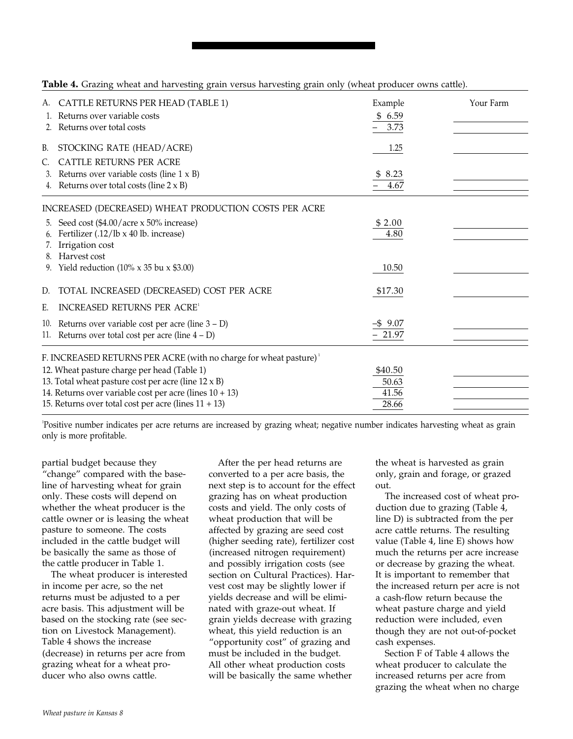**Table 4.** Grazing wheat and harvesting grain versus harvesting grain only (wheat producer owns cattle).

| | Example | Your Farm |
|---|---|---|
| A. CATTLE RETURNS PER HEAD (TABLE 1) | | |
| 1. Returns over variable costs | $ 6.59 | |
| 2. Returns over total costs | – 3.73 | |
| B. STOCKING RATE (HEAD/ACRE) | 1.25 | |
| C. CATTLE RETURNS PER ACRE | | |
| 3. Returns over variable costs (line 1 x B) | $ 8.23 | |
| 4. Returns over total costs (line 2 x B) | – 4.67 | |
| INCREASED (DECREASED) WHEAT PRODUCTION COSTS PER ACRE | | |
| 5. Seed cost ($4.00/acre x 50% increase) | $ 2.00 | |
| 6. Fertilizer (.12/lb x 40 lb. increase) | 4.80 | |
| 7. Irrigation cost | | |
| 8. Harvest cost | | |
| 9. Yield reduction (10% x 35 bu x $3.00) | 10.50 | |
| D. TOTAL INCREASED (DECREASED) COST PER ACRE | $17.30 | |
| E. INCREASED RETURNS PER ACRE[1] | | |
| 10. Returns over variable cost per acre (line 3 – D) | –$ 9.07 | |
| 11. Returns over total cost per acre (line 4 – D) | – 21.97 | |
| F. INCREASED RETURNS PER ACRE (with no charge for wheat pasture)[1] | | |
| 12. Wheat pasture charge per head (Table 1) | $40.50 | |
| 13. Total wheat pasture cost per acre (line 12 x B) | 50.63 | |
| 14. Returns over variable cost per acre (lines 10 + 13) | 41.56 | |
| 15. Returns over total cost per acre (lines 11 + 13) | 28.66 | |

[1]Positive number indicates per acre returns are increased by grazing wheat; negative number indicates harvesting wheat as grain only is more profitable.

partial budget because they "change" compared with the baseline of harvesting wheat for grain only. These costs will depend on whether the wheat producer is the cattle owner or is leasing the wheat pasture to someone. The costs included in the cattle budget will be basically the same as those of the cattle producer in Table 1.

The wheat producer is interested in income per acre, so the net returns must be adjusted to a per acre basis. This adjustment will be based on the stocking rate (see section on Livestock Management). Table 4 shows the increase (decrease) in returns per acre from grazing wheat for a wheat producer who also owns cattle.

After the per head returns are converted to a per acre basis, the next step is to account for the effect grazing has on wheat production costs and yield. The only costs of wheat production that will be affected by grazing are seed cost (higher seeding rate), fertilizer cost (increased nitrogen requirement) and possibly irrigation costs (see section on Cultural Practices). Harvest cost may be slightly lower if yields decrease and will be eliminated with graze-out wheat. If grain yields decrease with grazing wheat, this yield reduction is an "opportunity cost" of grazing and must be included in the budget. All other wheat production costs will be basically the same whether the wheat is harvested as grain only, grain and forage, or grazed out.

The increased cost of wheat production due to grazing (Table 4, line D) is subtracted from the per acre cattle returns. The resulting value (Table 4, line E) shows how much the returns per acre increase or decrease by grazing the wheat. It is important to remember that the increased return per acre is not a cash-flow return because the wheat pasture charge and yield reduction were included, even though they are not out-of-pocket cash expenses.

Section F of Table 4 allows the wheat producer to calculate the increased returns per acre from grazing the wheat when no charge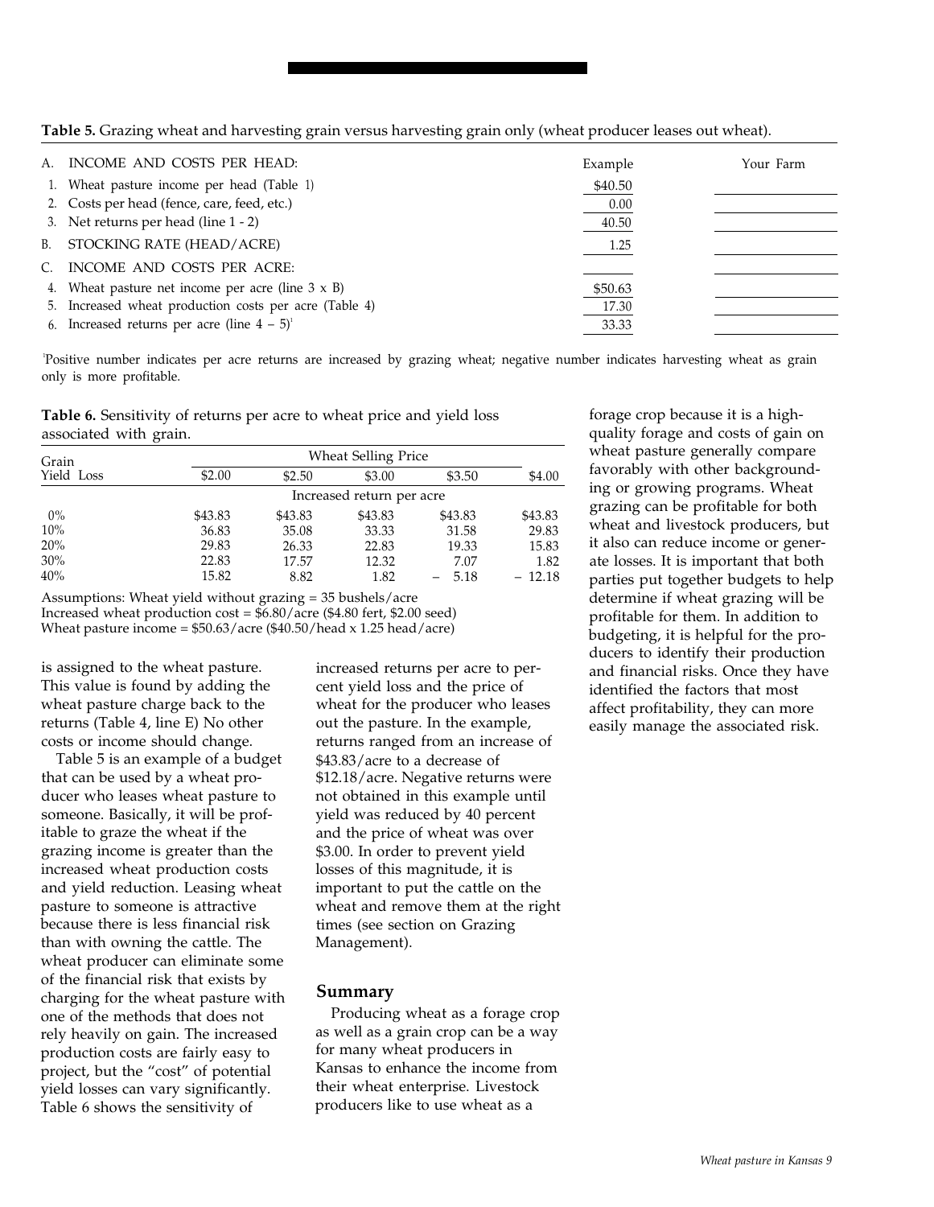**Table 5.** Grazing wheat and harvesting grain versus harvesting grain only (wheat producer leases out wheat).

| | Example | Your Farm |
|---|---|---|
| A. INCOME AND COSTS PER HEAD: | | |
| 1. Wheat pasture income per head (Table 1) | $40.50 | |
| 2. Costs per head (fence, care, feed, etc.) | 0.00 | |
| 3. Net returns per head (line 1 - 2) | 40.50 | |
| B. STOCKING RATE (HEAD/ACRE) | 1.25 | |
| C. INCOME AND COSTS PER ACRE: | | |
| 4. Wheat pasture net income per acre (line 3 x B) | $50.63 | |
| 5. Increased wheat production costs per acre (Table 4) | 17.30 | |
| 6. Increased returns per acre (line 4 – 5)[1] | 33.33 | |

[1]Positive number indicates per acre returns are increased by grazing wheat; negative number indicates harvesting wheat as grain only is more profitable.

**Table 6.** Sensitivity of returns per acre to wheat price and yield loss associated with grain.

| Grain Yield Loss | Wheat Selling Price | | | | |
|---|---|---|---|---|---|
| | $2.00 | $2.50 | $3.00 | $3.50 | $4.00 |
| | Increased return per acre | | | | |
| 0% | $43.83 | $43.83 | $43.83 | $43.83 | $43.83 |
| 10% | 36.83 | 35.08 | 33.33 | 31.58 | 29.83 |
| 20% | 29.83 | 26.33 | 22.83 | 19.33 | 15.83 |
| 30% | 22.83 | 17.57 | 12.32 | 7.07 | 1.82 |
| 40% | 15.82 | 8.82 | 1.82 | – 5.18 | – 12.18 |

Assumptions: Wheat yield without grazing = 35 bushels/acre
Increased wheat production cost = $6.80/acre ($4.80 fert, $2.00 seed)
Wheat pasture income = $50.63/acre ($40.50/head x 1.25 head/acre)

is assigned to the wheat pasture. This value is found by adding the wheat pasture charge back to the returns (Table 4, line E) No other costs or income should change.

Table 5 is an example of a budget that can be used by a wheat producer who leases wheat pasture to someone. Basically, it will be profitable to graze the wheat if the grazing income is greater than the increased wheat production costs and yield reduction. Leasing wheat pasture to someone is attractive because there is less financial risk than with owning the cattle. The wheat producer can eliminate some of the financial risk that exists by charging for the wheat pasture with one of the methods that does not rely heavily on gain. The increased production costs are fairly easy to project, but the "cost" of potential yield losses can vary significantly. Table 6 shows the sensitivity of increased returns per acre to percent yield loss and the price of wheat for the producer who leases out the pasture. In the example, returns ranged from an increase of $43.83/acre to a decrease of $12.18/acre. Negative returns were not obtained in this example until yield was reduced by 40 percent and the price of wheat was over $3.00. In order to prevent yield losses of this magnitude, it is important to put the cattle on the wheat and remove them at the right times (see section on Grazing Management).

## Summary

Producing wheat as a forage crop as well as a grain crop can be a way for many wheat producers in Kansas to enhance the income from their wheat enterprise. Livestock producers like to use wheat as a forage crop because it is a high-quality forage and costs of gain on wheat pasture generally compare favorably with other backgrounding or growing programs. Wheat grazing can be profitable for both wheat and livestock producers, but it also can reduce income or generate losses. It is important that both parties put together budgets to help determine if wheat grazing will be profitable for them. In addition to budgeting, it is helpful for the producers to identify their production and financial risks. Once they have identified the factors that most affect profitability, they can more easily manage the associated risk.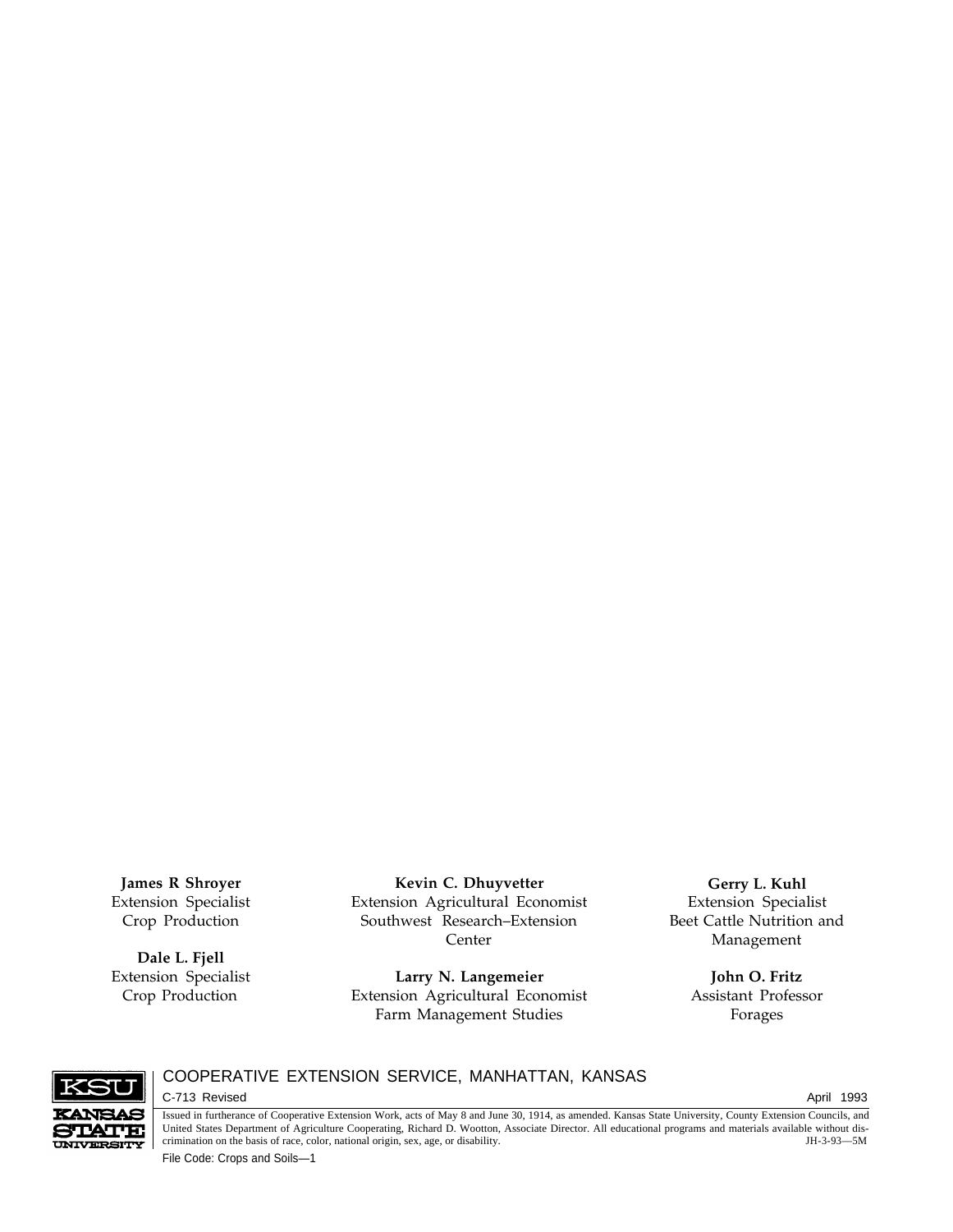**James R Shroyer**
Extension Specialist
Crop Production

**Dale L. Fjell**
Extension Specialist
Crop Production

**Kevin C. Dhuyvetter**
Extension Agricultural Economist
Southwest Research–Extension Center

**Larry N. Langemeier**
Extension Agricultural Economist
Farm Management Studies

**Gerry L. Kuhl**
Extension Specialist
Beet Cattle Nutrition and Management

**John O. Fritz**
Assistant Professor
Forages

COOPERATIVE EXTENSION SERVICE, MANHATTAN, KANSAS

C-713 Revised April 1993

Issued in furtherance of Cooperative Extension Work, acts of May 8 and June 30, 1914, as amended. Kansas State University, County Extension Councils, and United States Department of Agriculture Cooperating, Richard D. Wootton, Associate Director. All educational programs and materials available without discrimination on the basis of race, color, national origin, sex, age, or disability. JH-3-93—5M

File Code: Crops and Soils—1